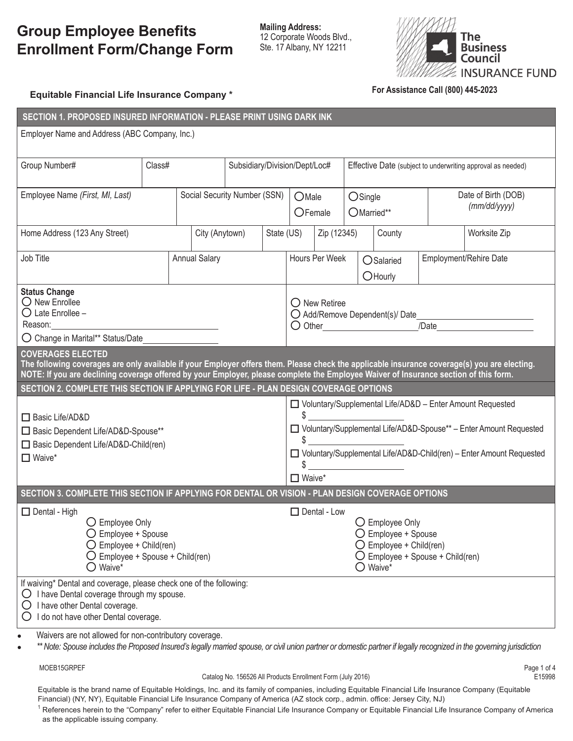# Group Employee Benefits Enrollment Form/Change Form

**Mailing Address:**
12 Corporate Woods Blvd.,
Ste. 17 Albany, NY 12211

The Business Council INSURANCE FUND

**Equitable Financial Life Insurance Company ***

**For Assistance Call (800) 445-2023**

## SECTION 1. PROPOSED INSURED INFORMATION - PLEASE PRINT USING DARK INK

Employer Name and Address (ABC Company, Inc.)

| Group Number# | Class# | Subsidiary/Division/Dept/Loc# | Effective Date (subject to underwriting approval as needed) |
|---|---|---|---|
| | | | |

| Employee Name *(First, MI, Last)* | Social Security Number (SSN) | ○ Male ○ Female | ○ Single ○ Married** | Date of Birth (DOB) *(mm/dd/yyyy)* |
|---|---|---|---|---|
| | | | | |

| Home Address (123 Any Street) | City (Anytown) | State (US) | Zip (12345) | County | Worksite Zip |
|---|---|---|---|---|---|
| | | | | | |

| Job Title | Annual Salary | Hours Per Week | ○ Salaried ○ Hourly | Employment/Rehire Date |
|---|---|---|---|---|
| | | | | |

**Status Change**
- ○ New Enrollee
- ○ Late Enrollee – Reason:\_\_\_\_\_\_\_\_\_\_\_\_\_\_\_\_\_\_\_\_
- ○ Change in Marital** Status/Date\_\_\_\_\_\_\_\_\_\_
- ○ New Retiree
- ○ Add/Remove Dependent(s)/ Date\_\_\_\_\_\_\_\_\_\_\_\_\_\_\_\_\_\_\_\_
- ○ Other\_\_\_\_\_\_\_\_\_\_\_\_\_\_\_\_/Date\_\_\_\_\_\_\_\_\_\_\_\_\_\_

**COVERAGES ELECTED**
**The following coverages are only available if your Employer offers them. Please check the applicable insurance coverage(s) you are electing. NOTE: If you are declining coverage offered by your Employer, please complete the Employee Waiver of Insurance section of this form.**

## SECTION 2. COMPLETE THIS SECTION IF APPLYING FOR LIFE - PLAN DESIGN COVERAGE OPTIONS

- ☐ Basic Life/AD&D
- ☐ Basic Dependent Life/AD&D-Spouse**
- ☐ Basic Dependent Life/AD&D-Child(ren)
- ☐ Waive*

- ☐ Voluntary/Supplemental Life/AD&D – Enter Amount Requested $\_\_\_\_\_\_\_\_\_\_\_\_
- ☐ Voluntary/Supplemental Life/AD&D-Spouse** – Enter Amount Requested $\_\_\_\_\_\_\_\_\_\_\_\_
- ☐ Voluntary/Supplemental Life/AD&D-Child(ren) – Enter Amount Requested $\_\_\_\_\_\_\_\_\_\_\_\_
- ☐ Waive*

## SECTION 3. COMPLETE THIS SECTION IF APPLYING FOR DENTAL OR VISION - PLAN DESIGN COVERAGE OPTIONS

☐ Dental - High
- ○ Employee Only
- ○ Employee + Spouse
- ○ Employee + Child(ren)
- ○ Employee + Spouse + Child(ren)
- ○ Waive*

☐ Dental - Low
- ○ Employee Only
- ○ Employee + Spouse
- ○ Employee + Child(ren)
- ○ Employee + Spouse + Child(ren)
- ○ Waive*

If waiving* Dental and coverage, please check one of the following:
- ○ I have Dental coverage through my spouse.
- ○ I have other Dental coverage.
- ○ I do not have other Dental coverage.

- Waivers are not allowed for non-contributory coverage.
- *** Note: Spouse includes the Proposed Insured's legally married spouse, or civil union partner or domestic partner if legally recognized in the governing jurisdiction*

MOEB15GRPEF

Catalog No. 156526 All Products Enrollment Form (July 2016)

E15998

Equitable is the brand name of Equitable Holdings, Inc. and its family of companies, including Equitable Financial Life Insurance Company (Equitable Financial) (NY, NY), Equitable Financial Life Insurance Company of America (AZ stock corp., admin. office: Jersey City, NJ)

[1] References herein to the "Company" refer to either Equitable Financial Life Insurance Company or Equitable Financial Life Insurance Company of America as the applicable issuing company.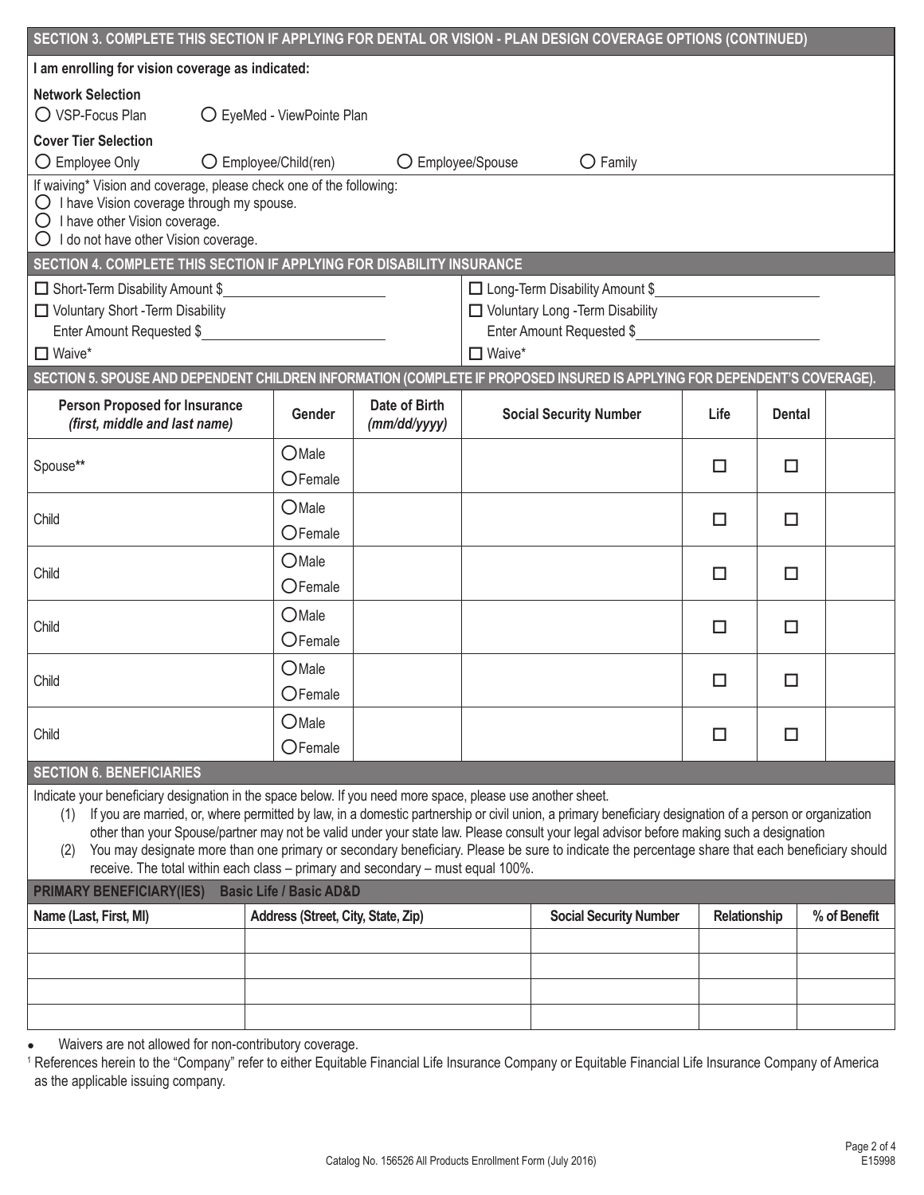## SECTION 3. COMPLETE THIS SECTION IF APPLYING FOR DENTAL OR VISION - PLAN DESIGN COVERAGE OPTIONS (CONTINUED)

**I am enrolling for vision coverage as indicated:**

**Network Selection**

○ VSP-Focus Plan ○ EyeMed - ViewPointe Plan

**Cover Tier Selection**

○ Employee Only ○ Employee/Child(ren) ○ Employee/Spouse ○ Family

If waiving* Vision and coverage, please check one of the following:

○ I have Vision coverage through my spouse.
○ I have other Vision coverage.
○ I do not have other Vision coverage.

## SECTION 4. COMPLETE THIS SECTION IF APPLYING FOR DISABILITY INSURANCE

☐ Short-Term Disability Amount $____________
☐ Voluntary Short -Term Disability
Enter Amount Requested $____________
☐ Waive*

☐ Long-Term Disability Amount $____________
☐ Voluntary Long -Term Disability
Enter Amount Requested $____________
☐ Waive*

## SECTION 5. SPOUSE AND DEPENDENT CHILDREN INFORMATION (COMPLETE IF PROPOSED INSURED IS APPLYING FOR DEPENDENT'S COVERAGE).

| Person Proposed for Insurance *(first, middle and last name)* | Gender | Date of Birth *(mm/dd/yyyy)* | Social Security Number | Life | Dental | |
|---|---|---|---|---|---|---|
| Spouse** | ○Male ○Female | | | ☐ | ☐ | |
| Child | ○Male ○Female | | | ☐ | ☐ | |
| Child | ○Male ○Female | | | ☐ | ☐ | |
| Child | ○Male ○Female | | | ☐ | ☐ | |
| Child | ○Male ○Female | | | ☐ | ☐ | |
| Child | ○Male ○Female | | | ☐ | ☐ | |

## SECTION 6. BENEFICIARIES

Indicate your beneficiary designation in the space below. If you need more space, please use another sheet.

(1) If you are married, or, where permitted by law, in a domestic partnership or civil union, a primary beneficiary designation of a person or organization other than your Spouse/partner may not be valid under your state law. Please consult your legal advisor before making such a designation

(2) You may designate more than one primary or secondary beneficiary. Please be sure to indicate the percentage share that each beneficiary should receive. The total within each class – primary and secondary – must equal 100%.

**PRIMARY BENEFICIARY(IES) Basic Life / Basic AD&D**

| Name (Last, First, MI) | Address (Street, City, State, Zip) | Social Security Number | Relationship | % of Benefit |
|---|---|---|---|---|
| | | | | |
| | | | | |
| | | | | |
| | | | | |

- Waivers are not allowed for non-contributory coverage.

[1] References herein to the "Company" refer to either Equitable Financial Life Insurance Company or Equitable Financial Life Insurance Company of America as the applicable issuing company.

Catalog No. 156526 All Products Enrollment Form (July 2016)

E15998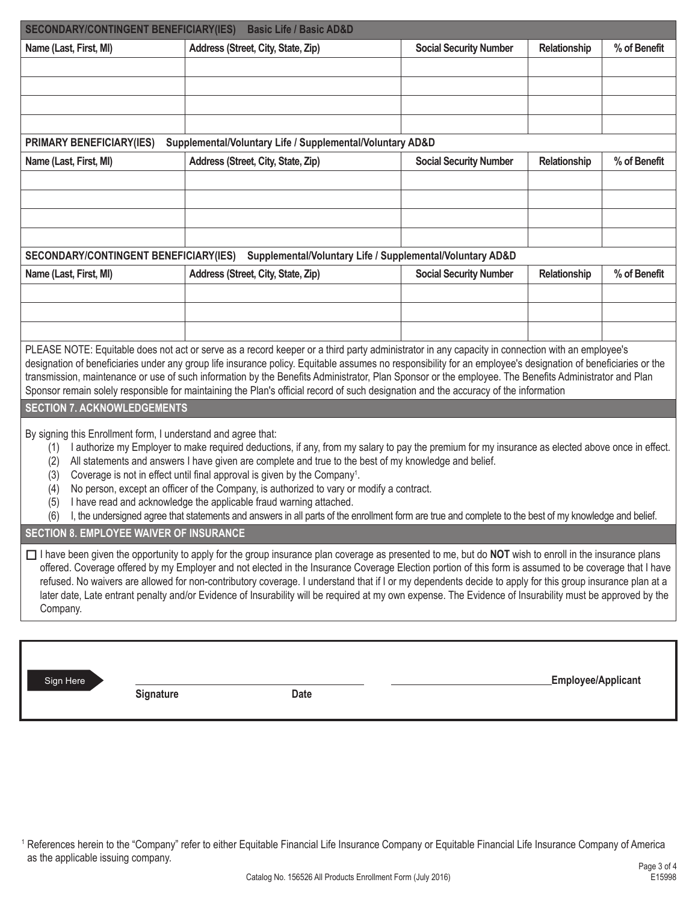## SECONDARY/CONTINGENT BENEFICIARY(IES) Basic Life / Basic AD&D

| Name (Last, First, MI) | Address (Street, City, State, Zip) | Social Security Number | Relationship | % of Benefit |
|---|---|---|---|---|
| | | | | |
| | | | | |
| | | | | |
| | | | | |

## PRIMARY BENEFICIARY(IES) Supplemental/Voluntary Life / Supplemental/Voluntary AD&D

| Name (Last, First, MI) | Address (Street, City, State, Zip) | Social Security Number | Relationship | % of Benefit |
|---|---|---|---|---|
| | | | | |
| | | | | |
| | | | | |
| | | | | |

## SECONDARY/CONTINGENT BENEFICIARY(IES) Supplemental/Voluntary Life / Supplemental/Voluntary AD&D

| Name (Last, First, MI) | Address (Street, City, State, Zip) | Social Security Number | Relationship | % of Benefit |
|---|---|---|---|---|
| | | | | |
| | | | | |
| | | | | |

PLEASE NOTE: Equitable does not act or serve as a record keeper or a third party administrator in any capacity in connection with an employee's designation of beneficiaries under any group life insurance policy. Equitable assumes no responsibility for an employee's designation of beneficiaries or the transmission, maintenance or use of such information by the Benefits Administrator, Plan Sponsor or the employee. The Benefits Administrator and Plan Sponsor remain solely responsible for maintaining the Plan's official record of such designation and the accuracy of the information

## SECTION 7. ACKNOWLEDGEMENTS

By signing this Enrollment form, I understand and agree that:

1. I authorize my Employer to make required deductions, if any, from my salary to pay the premium for my insurance as elected above once in effect.
2. All statements and answers I have given are complete and true to the best of my knowledge and belief.
3. Coverage is not in effect until final approval is given by the Company[1].
4. No person, except an officer of the Company, is authorized to vary or modify a contract.
5. I have read and acknowledge the applicable fraud warning attached.
6. I, the undersigned agree that statements and answers in all parts of the enrollment form are true and complete to the best of my knowledge and belief.

## SECTION 8. EMPLOYEE WAIVER OF INSURANCE

☐ I have been given the opportunity to apply for the group insurance plan coverage as presented to me, but do **NOT** wish to enroll in the insurance plans offered. Coverage offered by my Employer and not elected in the Insurance Coverage Election portion of this form is assumed to be coverage that I have refused. No waivers are allowed for non-contributory coverage. I understand that if I or my dependents decide to apply for this group insurance plan at a later date, Late entrant penalty and/or Evidence of Insurability will be required at my own expense. The Evidence of Insurability must be approved by the Company.

Sign Here

______________________________ ______________________________ **Employee/Applicant**

**Signature** **Date**

[1] References herein to the "Company" refer to either Equitable Financial Life Insurance Company or Equitable Financial Life Insurance Company of America as the applicable issuing company.

Catalog No. 156526 All Products Enrollment Form (July 2016)

E15998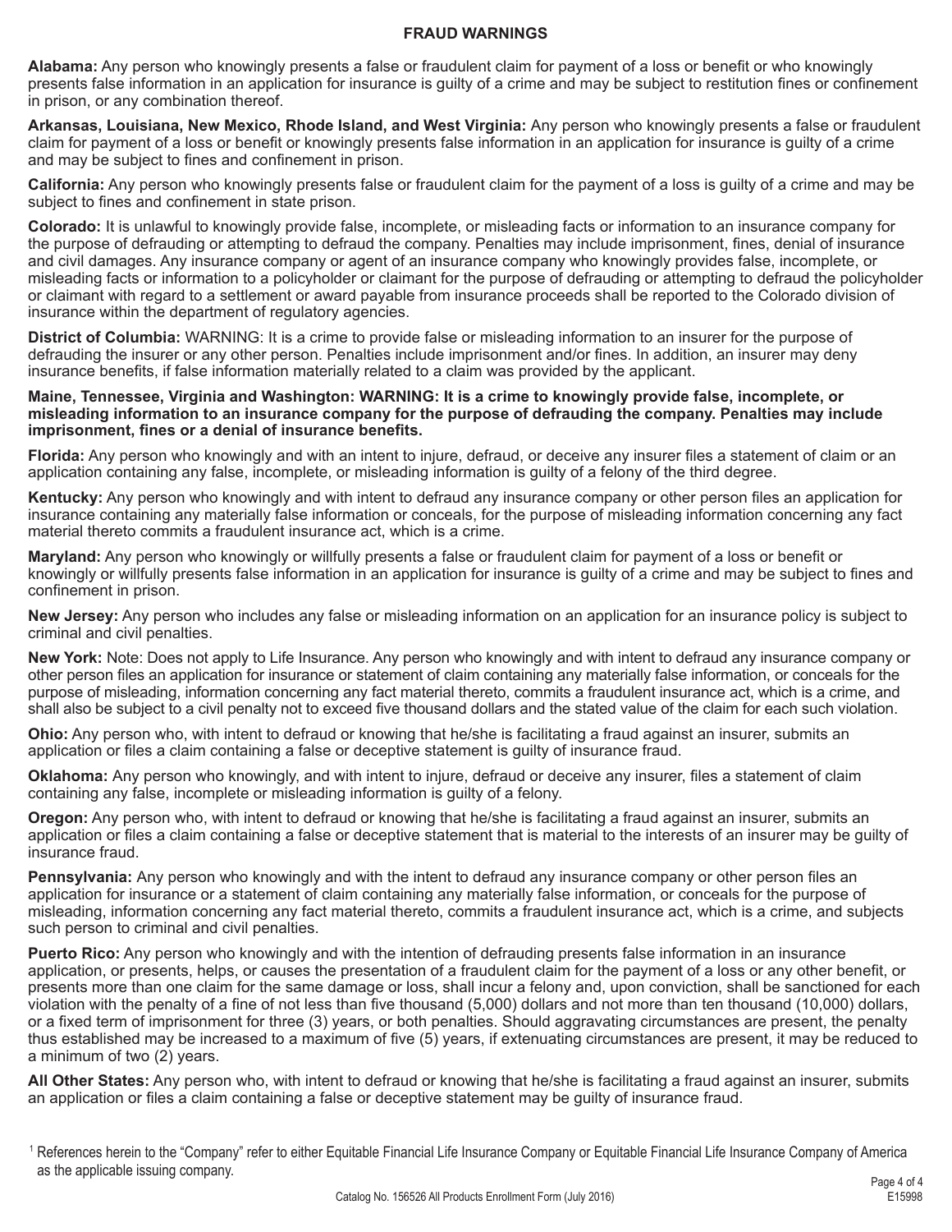## FRAUD WARNINGS

**Alabama:** Any person who knowingly presents a false or fraudulent claim for payment of a loss or benefit or who knowingly presents false information in an application for insurance is guilty of a crime and may be subject to restitution fines or confinement in prison, or any combination thereof.

**Arkansas, Louisiana, New Mexico, Rhode Island, and West Virginia:** Any person who knowingly presents a false or fraudulent claim for payment of a loss or benefit or knowingly presents false information in an application for insurance is guilty of a crime and may be subject to fines and confinement in prison.

**California:** Any person who knowingly presents false or fraudulent claim for the payment of a loss is guilty of a crime and may be subject to fines and confinement in state prison.

**Colorado:** It is unlawful to knowingly provide false, incomplete, or misleading facts or information to an insurance company for the purpose of defrauding or attempting to defraud the company. Penalties may include imprisonment, fines, denial of insurance and civil damages. Any insurance company or agent of an insurance company who knowingly provides false, incomplete, or misleading facts or information to a policyholder or claimant for the purpose of defrauding or attempting to defraud the policyholder or claimant with regard to a settlement or award payable from insurance proceeds shall be reported to the Colorado division of insurance within the department of regulatory agencies.

**District of Columbia:** WARNING: It is a crime to provide false or misleading information to an insurer for the purpose of defrauding the insurer or any other person. Penalties include imprisonment and/or fines. In addition, an insurer may deny insurance benefits, if false information materially related to a claim was provided by the applicant.

**Maine, Tennessee, Virginia and Washington: WARNING: It is a crime to knowingly provide false, incomplete, or misleading information to an insurance company for the purpose of defrauding the company. Penalties may include imprisonment, fines or a denial of insurance benefits.**

**Florida:** Any person who knowingly and with an intent to injure, defraud, or deceive any insurer files a statement of claim or an application containing any false, incomplete, or misleading information is guilty of a felony of the third degree.

**Kentucky:** Any person who knowingly and with intent to defraud any insurance company or other person files an application for insurance containing any materially false information or conceals, for the purpose of misleading information concerning any fact material thereto commits a fraudulent insurance act, which is a crime.

**Maryland:** Any person who knowingly or willfully presents a false or fraudulent claim for payment of a loss or benefit or knowingly or willfully presents false information in an application for insurance is guilty of a crime and may be subject to fines and confinement in prison.

**New Jersey:** Any person who includes any false or misleading information on an application for an insurance policy is subject to criminal and civil penalties.

**New York:** Note: Does not apply to Life Insurance. Any person who knowingly and with intent to defraud any insurance company or other person files an application for insurance or statement of claim containing any materially false information, or conceals for the purpose of misleading, information concerning any fact material thereto, commits a fraudulent insurance act, which is a crime, and shall also be subject to a civil penalty not to exceed five thousand dollars and the stated value of the claim for each such violation.

**Ohio:** Any person who, with intent to defraud or knowing that he/she is facilitating a fraud against an insurer, submits an application or files a claim containing a false or deceptive statement is guilty of insurance fraud.

**Oklahoma:** Any person who knowingly, and with intent to injure, defraud or deceive any insurer, files a statement of claim containing any false, incomplete or misleading information is guilty of a felony.

**Oregon:** Any person who, with intent to defraud or knowing that he/she is facilitating a fraud against an insurer, submits an application or files a claim containing a false or deceptive statement that is material to the interests of an insurer may be guilty of insurance fraud.

**Pennsylvania:** Any person who knowingly and with the intent to defraud any insurance company or other person files an application for insurance or a statement of claim containing any materially false information, or conceals for the purpose of misleading, information concerning any fact material thereto, commits a fraudulent insurance act, which is a crime, and subjects such person to criminal and civil penalties.

**Puerto Rico:** Any person who knowingly and with the intention of defrauding presents false information in an insurance application, or presents, helps, or causes the presentation of a fraudulent claim for the payment of a loss or any other benefit, or presents more than one claim for the same damage or loss, shall incur a felony and, upon conviction, shall be sanctioned for each violation with the penalty of a fine of not less than five thousand (5,000) dollars and not more than ten thousand (10,000) dollars, or a fixed term of imprisonment for three (3) years, or both penalties. Should aggravating circumstances are present, the penalty thus established may be increased to a maximum of five (5) years, if extenuating circumstances are present, it may be reduced to a minimum of two (2) years.

**All Other States:** Any person who, with intent to defraud or knowing that he/she is facilitating a fraud against an insurer, submits an application or files a claim containing a false or deceptive statement may be guilty of insurance fraud.

[1] References herein to the "Company" refer to either Equitable Financial Life Insurance Company or Equitable Financial Life Insurance Company of America as the applicable issuing company.

Catalog No. 156526 All Products Enrollment Form (July 2016) E15998